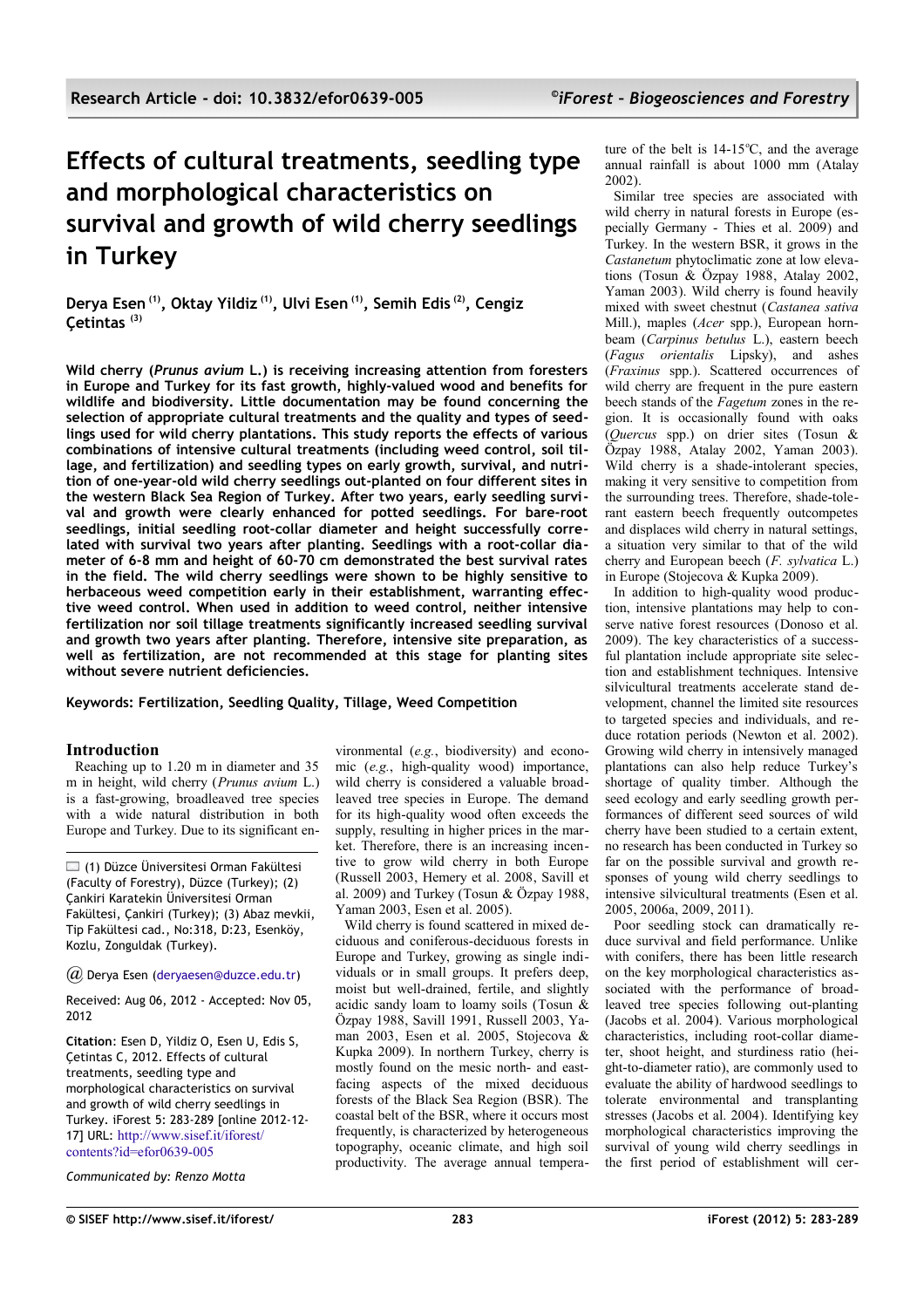# Effects of cultural treatments, seedling type and morphological characteristics on survival and growth of wild cherry seedlings in Turkey

**Derya Esen [(1)], Oktay Yildiz [(1)], Ulvi Esen [(1)], Semih Edis [(2)], Cengiz Çetintas [(3)]**

**Wild cherry (*Prunus avium* L.) is receiving increasing attention from foresters in Europe and Turkey for its fast growth, highly-valued wood and benefits for wildlife and biodiversity. Little documentation may be found concerning the selection of appropriate cultural treatments and the quality and types of seedlings used for wild cherry plantations. This study reports the effects of various combinations of intensive cultural treatments (including weed control, soil tillage, and fertilization) and seedling types on early growth, survival, and nutrition of one-year-old wild cherry seedlings out-planted on four different sites in the western Black Sea Region of Turkey. After two years, early seedling survival and growth were clearly enhanced for potted seedlings. For bare-root seedlings, initial seedling root-collar diameter and height successfully correlated with survival two years after planting. Seedlings with a root-collar diameter of 6-8 mm and height of 60-70 cm demonstrated the best survival rates in the field. The wild cherry seedlings were shown to be highly sensitive to herbaceous weed competition early in their establishment, warranting effective weed control. When used in addition to weed control, neither intensive fertilization nor soil tillage treatments significantly increased seedling survival and growth two years after planting. Therefore, intensive site preparation, as well as fertilization, are not recommended at this stage for planting sites without severe nutrient deficiencies.**

**Keywords: Fertilization, Seedling Quality, Tillage, Weed Competition**

## Introduction

Reaching up to 1.20 m in diameter and 35 m in height, wild cherry (*Prunus avium* L.) is a fast-growing, broadleaved tree species with a wide natural distribution in both Europe and Turkey. Due to its significant environmental (*e.g.*, biodiversity) and economic (*e.g.*, high-quality wood) importance, wild cherry is considered a valuable broadleaved tree species in Europe. The demand for its high-quality wood often exceeds the supply, resulting in higher prices in the market. Therefore, there is an increasing incentive to grow wild cherry in both Europe (Russell 2003, Hemery et al. 2008, Savill et al. 2009) and Turkey (Tosun & Özpay 1988, Yaman 2003, Esen et al. 2005).

Wild cherry is found scattered in mixed deciduous and coniferous-deciduous forests in Europe and Turkey, growing as single individuals or in small groups. It prefers deep, moist but well-drained, fertile, and slightly acidic sandy loam to loamy soils (Tosun & Özpay 1988, Savill 1991, Russell 2003, Yaman 2003, Esen et al. 2005, Stojecova & Kupka 2009). In northern Turkey, cherry is mostly found on the mesic north- and east-facing aspects of the mixed deciduous forests of the Black Sea Region (BSR). The coastal belt of the BSR, where it occurs most frequently, is characterized by heterogeneous topography, oceanic climate, and high soil productivity. The average annual temperature of the belt is 14-15ºC, and the average annual rainfall is about 1000 mm (Atalay 2002).

Similar tree species are associated with wild cherry in natural forests in Europe (especially Germany - Thies et al. 2009) and Turkey. In the western BSR, it grows in the *Castanetum* phytoclimatic zone at low elevations (Tosun & Özpay 1988, Atalay 2002, Yaman 2003). Wild cherry is found heavily mixed with sweet chestnut (*Castanea sativa* Mill.), maples (*Acer* spp.), European hornbeam (*Carpinus betulus* L.), eastern beech (*Fagus orientalis* Lipsky), and ashes (*Fraxinus* spp.). Scattered occurrences of wild cherry are frequent in the pure eastern beech stands of the *Fagetum* zones in the region. It is occasionally found with oaks (*Quercus* spp.) on drier sites (Tosun & Özpay 1988, Atalay 2002, Yaman 2003). Wild cherry is a shade-intolerant species, making it very sensitive to competition from the surrounding trees. Therefore, shade-tolerant eastern beech frequently outcompetes and displaces wild cherry in natural settings, a situation very similar to that of the wild cherry and European beech (*F. sylvatica* L.) in Europe (Stojecova & Kupka 2009).

In addition to high-quality wood production, intensive plantations may help to conserve native forest resources (Donoso et al. 2009). The key characteristics of a successful plantation include appropriate site selection and establishment techniques. Intensive silvicultural treatments accelerate stand development, channel the limited site resources to targeted species and individuals, and reduce rotation periods (Newton et al. 2002). Growing wild cherry in intensively managed plantations can also help reduce Turkey's shortage of quality timber. Although the seed ecology and early seedling growth performances of different seed sources of wild cherry have been studied to a certain extent, no research has been conducted in Turkey so far on the possible survival and growth responses of young wild cherry seedlings to intensive silvicultural treatments (Esen et al. 2005, 2006a, 2009, 2011).

Poor seedling stock can dramatically reduce survival and field performance. Unlike with conifers, there has been little research on the key morphological characteristics associated with the performance of broadleaved tree species following out-planting (Jacobs et al. 2004). Various morphological characteristics, including root-collar diameter, shoot height, and sturdiness ratio (height-to-diameter ratio), are commonly used to evaluate the ability of hardwood seedlings to tolerate environmental and transplanting stresses (Jacobs et al. 2004). Identifying key morphological characteristics improving the survival of young wild cherry seedlings in the first period of establishment will cer-

(1) Düzce Üniversitesi Orman Fakültesi (Faculty of Forestry), Düzce (Turkey); (2) Çankiri Karatekin Üniversitesi Orman Fakültesi, Çankiri (Turkey); (3) Abaz mevkii, Tip Fakültesi cad., No:318, D:23, Esenköy, Kozlu, Zonguldak (Turkey).

@ Derya Esen (deryaesen@duzce.edu.tr)

Received: Aug 06, 2012 - Accepted: Nov 05, 2012

**Citation**: Esen D, Yildiz O, Esen U, Edis S, Çetintas C, 2012. Effects of cultural treatments, seedling type and morphological characteristics on survival and growth of wild cherry seedlings in Turkey. iForest 5: 283-289 [online 2012-12-17] URL: http://www.sisef.it/iforest/contents?id=efor0639-005

*Communicated by: Renzo Motta*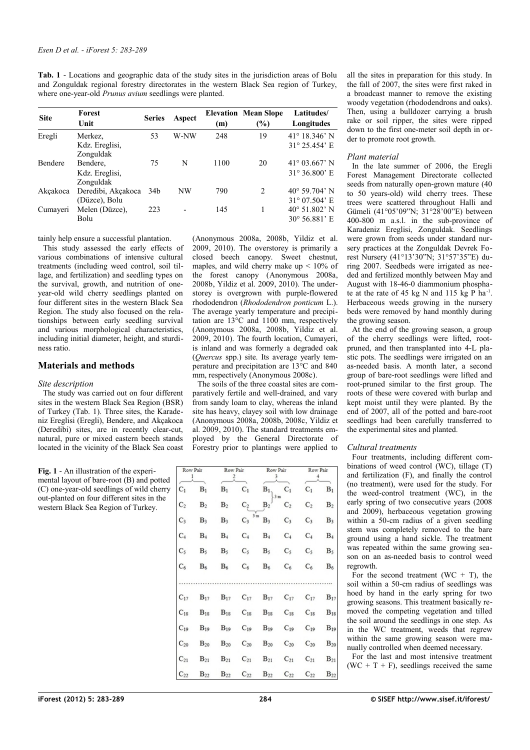**Tab. 1** - Locations and geographic data of the study sites in the jurisdiction areas of Bolu and Zonguldak regional forestry directorates in the western Black Sea region of Turkey, where one-year-old *Prunus avium* seedlings were planted.

| Site | Forest Unit | Series | Aspect | Elevation (m) | Mean Slope (%) | Latitudes/ Longitudes |
|---|---|---|---|---|---|---|
| Eregli | Merkez, Kdz. Ereglisi, Zonguldak | 53 | W-NW | 248 | 19 | 41° 18.346' N 31° 25.454' E |
| Bendere | Bendere, Kdz. Ereglisi, Zonguldak | 75 | N | 1100 | 20 | 41° 03.667' N 31° 36.800' E |
| Akçakoca | Deredibi, Akçakoca (Düzce), Bolu | 34b | NW | 790 | 2 | 40° 59.704' N 31° 07.504' E |
| Cumayeri | Melen (Düzce), Bolu | 223 | - | 145 | 1 | 40° 51.802' N 30° 56.881' E |

tainly help ensure a successful plantation.

This study assessed the early effects of various combinations of intensive cultural treatments (including weed control, soil tillage, and fertilization) and seedling types on the survival, growth, and nutrition of one-year-old wild cherry seedlings planted on four different sites in the western Black Sea Region. The study also focused on the relationships between early seedling survival and various morphological characteristics, including initial diameter, height, and sturdiness ratio.

## Materials and methods

### *Site description*

The study was carried out on four different sites in the western Black Sea Region (BSR) of Turkey (Tab. 1). Three sites, the Karadeniz Ereglisi (Eregli), Bendere, and Akçakoca (Deredibi) sites, are in recently clear-cut, natural, pure or mixed eastern beech stands located in the vicinity of the Black Sea coast (Anonymous 2008a, 2008b, Yildiz et al. 2009, 2010). The overstorey is primarily a closed beech canopy. Sweet chestnut, maples, and wild cherry make up < 10% of the forest canopy (Anonymous 2008a, 2008b, Yildiz et al. 2009, 2010). The understorey is overgrown with purple-flowered rhododendron (*Rhododendron ponticum* L.). The average yearly temperature and precipitation are 13°C and 1100 mm, respectively (Anonymous 2008a, 2008b, Yildiz et al. 2009, 2010). The fourth location, Cumayeri, is inland and was formerly a degraded oak (*Quercus* spp.) site. Its average yearly temperature and precipitation are 13°C and 840 mm, respectively (Anonymous 2008c).

The soils of the three coastal sites are comparatively fertile and well-drained, and vary from sandy loam to clay, whereas the inland site has heavy, clayey soil with low drainage (Anonymous 2008a, 2008b, 2008c, Yildiz et al. 2009, 2010). The standard treatments employed by the General Directorate of Forestry prior to plantings were applied to all the sites in preparation for this study. In the fall of 2007, the sites were first raked in a broadcast manner to remove the existing woody vegetation (rhododendrons and oaks). Then, using a bulldozer carrying a brush rake or soil ripper, the sites were ripped down to the first one-meter soil depth in order to promote root growth.

**Fig. 1** - An illustration of the experimental layout of bare-root (B) and potted (C) one-year-old seedlings of wild cherry out-planted on four different sites in the western Black Sea Region of Turkey.

| Row Pair 1 | | Row Pair 2 | | Row Pair 3 | | Row Pair 4 | |
|---|---|---|---|---|---|---|---|
| $C_1$ | $B_1$ | $B_1$ | $C_1$ | $B_1$ | $C_1$ | $C_1$ | $B_1$ |
| $C_2$ | $B_2$ | $B_2$ | $C_2$ | $B_2$ | $C_2$ | $C_2$ | $B_2$ |
| $C_3$ | $B_3$ | $B_3$ | $C_3$ | $B_3$ | $C_3$ | $C_3$ | $B_3$ |
| $C_4$ | $B_4$ | $B_4$ | $C_4$ | $B_4$ | $C_4$ | $C_4$ | $B_4$ |
| $C_5$ | $B_5$ | $B_5$ | $C_5$ | $B_5$ | $C_5$ | $C_5$ | $B_5$ |
| $C_6$ | $B_6$ | $B_6$ | $C_6$ | $B_6$ | $C_6$ | $C_6$ | $B_6$ |
| ... | ... | ... | ... | ... | ... | ... | ... |
| $C_{17}$ | $B_{17}$ | $B_{17}$ | $C_{17}$ | $B_{17}$ | $C_{17}$ | $C_{17}$ | $B_{17}$ |
| $C_{18}$ | $B_{18}$ | $B_{18}$ | $C_{18}$ | $B_{18}$ | $C_{18}$ | $C_{18}$ | $B_{18}$ |
| $C_{19}$ | $B_{19}$ | $B_{19}$ | $C_{19}$ | $B_{19}$ | $C_{19}$ | $C_{19}$ | $B_{19}$ |
| $C_{20}$ | $B_{20}$ | $B_{20}$ | $C_{20}$ | $B_{20}$ | $C_{20}$ | $C_{20}$ | $B_{20}$ |
| $C_{21}$ | $B_{21}$ | $B_{21}$ | $C_{21}$ | $B_{21}$ | $C_{21}$ | $C_{21}$ | $B_{21}$ |
| $C_{22}$ | $B_{22}$ | $B_{22}$ | $C_{22}$ | $B_{22}$ | $C_{22}$ | $C_{22}$ | $B_{22}$ |

(Spacing: 3 m between seedlings within a row and 3 m between rows.)

### *Plant material*

In the late summer of 2006, the Eregli Forest Management Directorate collected seeds from naturally open-grown mature (40 to 50 years-old) wild cherry trees. These trees were scattered throughout Halli and Gümeli (41°05'09"N; 31°28'00"E) between 400-800 m a.s.l. in the sub-province of Karadeniz Ereglisi, Zonguldak. Seedlings were grown from seeds under standard nursery practices at the Zonguldak Devrek Forest Nursery (41°13'30"N; 31°57'35"E) during 2007. Seedbeds were irrigated as needed and fertilized monthly between May and August with 18-46-0 diammonium phosphate at the rate of 45 kg N and 115 kg P ha$^{-1}$. Herbaceous weeds growing in the nursery beds were removed by hand monthly during the growing season.

At the end of the growing season, a group of the cherry seedlings were lifted, root-pruned, and then transplanted into 4-L plastic pots. The seedlings were irrigated on an as-needed basis. A month later, a second group of bare-root seedlings were lifted and root-pruned similar to the first group. The roots of these were covered with burlap and kept moist until they were planted. By the end of 2007, all of the potted and bare-root seedlings had been carefully transferred to the experimental sites and planted.

### *Cultural treatments*

Four treatments, including different combinations of weed control (WC), tillage (T) and fertilization (F), and finally the control (no treatment), were used for the study. For the weed-control treatment (WC), in the early spring of two consecutive years (2008 and 2009), herbaceous vegetation growing within a 50-cm radius of a given seedling stem was completely removed to the bare ground using a hand sickle. The treatment was repeated within the same growing season on an as-needed basis to control weed regrowth.

For the second treatment (WC + T), the soil within a 50-cm radius of seedlings was hoed by hand in the early spring for two growing seasons. This treatment basically removed the competing vegetation and tilled the soil around the seedlings in one step. As in the WC treatment, weeds that regrew within the same growing season were manually controlled when deemed necessary.

For the last and most intensive treatment (WC + T + F), seedlings received the same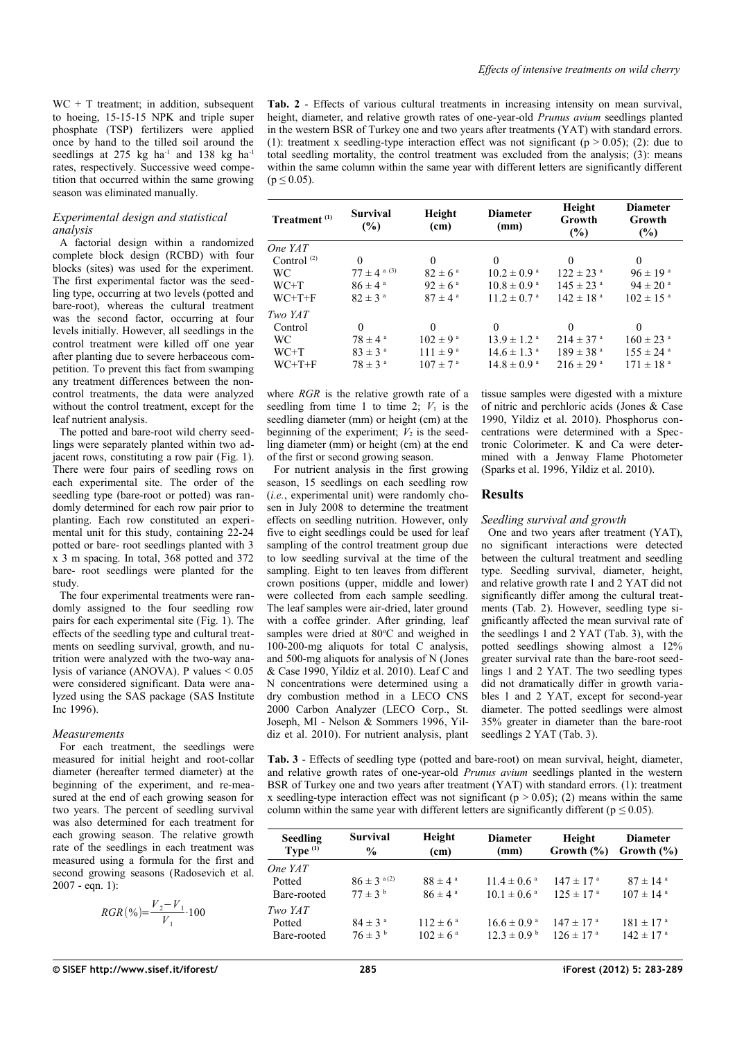WC + T treatment; in addition, subsequent to hoeing, 15-15-15 NPK and triple super phosphate (TSP) fertilizers were applied once by hand to the tilled soil around the seedlings at 275 kg ha$^{-1}$ and 138 kg ha$^{-1}$ rates, respectively. Successive weed competition that occurred within the same growing season was eliminated manually.

### *Experimental design and statistical analysis*

A factorial design within a randomized complete block design (RCBD) with four blocks (sites) was used for the experiment. The first experimental factor was the seedling type, occurring at two levels (potted and bare-root), whereas the cultural treatment was the second factor, occurring at four levels initially. However, all seedlings in the control treatment were killed off one year after planting due to severe herbaceous competition. To prevent this fact from swamping any treatment differences between the non-control treatments, the data were analyzed without the control treatment, except for the leaf nutrient analysis.

The potted and bare-root wild cherry seedlings were separately planted within two adjacent rows, constituting a row pair (Fig. 1). There were four pairs of seedling rows on each experimental site. The order of the seedling type (bare-root or potted) was randomly determined for each row pair prior to planting. Each row constituted an experimental unit for this study, containing 22-24 potted or bare- root seedlings planted with 3 x 3 m spacing. In total, 368 potted and 372 bare- root seedlings were planted for the study.

The four experimental treatments were randomly assigned to the four seedling row pairs for each experimental site (Fig. 1). The effects of the seedling type and cultural treatments on seedling survival, growth, and nutrition were analyzed with the two-way analysis of variance (ANOVA). P values < 0.05 were considered significant. Data were analyzed using the SAS package (SAS Institute Inc 1996).

### *Measurements*

For each treatment, the seedlings were measured for initial height and root-collar diameter (hereafter termed diameter) at the beginning of the experiment, and re-measured at the end of each growing season for two years. The percent of seedling survival was also determined for each treatment for each growing season. The relative growth rate of the seedlings in each treatment was measured using a formula for the first and second growing seasons (Radosevich et al. 2007 - eqn. 1):

$$RGR(\%)=\frac{V_2-V_1}{V_1}\cdot 100$$

where *RGR* is the relative growth rate of a seedling from time 1 to time 2; $V_1$ is the seedling diameter (mm) or height (cm) at the beginning of the experiment; $V_2$ is the seedling diameter (mm) or height (cm) at the end of the first or second growing season.

For nutrient analysis in the first growing season, 15 seedlings on each seedling row (*i.e.*, experimental unit) were randomly chosen in July 2008 to determine the treatment effects on seedling nutrition. However, only five to eight seedlings could be used for leaf sampling of the control treatment group due to low seedling survival at the time of the sampling. Eight to ten leaves from different crown positions (upper, middle and lower) were collected from each sample seedling. The leaf samples were air-dried, later ground with a coffee grinder. After grinding, leaf samples were dried at 80°C and weighed in 100-200-mg aliquots for total C analysis, and 500-mg aliquots for analysis of N (Jones & Case 1990, Yildiz et al. 2010). Leaf C and N concentrations were determined using a dry combustion method in a LECO CNS 2000 Carbon Analyzer (LECO Corp., St. Joseph, MI - Nelson & Sommers 1996, Yildiz et al. 2010). For nutrient analysis, plant tissue samples were digested with a mixture of nitric and perchloric acids (Jones & Case 1990, Yildiz et al. 2010). Phosphorus concentrations were determined with a Spectronic Colorimeter. K and Ca were determined with a Jenway Flame Photometer (Sparks et al. 1996, Yildiz et al. 2010).

**Tab. 2** - Effects of various cultural treatments in increasing intensity on mean survival, height, diameter, and relative growth rates of one-year-old *Prunus avium* seedlings planted in the western BSR of Turkey one and two years after treatments (YAT) with standard errors. (1): treatment x seedling-type interaction effect was not significant ($p > 0.05$); (2): due to total seedling mortality, the control treatment was excluded from the analysis; (3): means within the same column within the same year with different letters are significantly different ($p \leq 0.05$).

| Treatment [1] | Survival (%) | Height (cm) | Diameter (mm) | Height Growth (%) | Diameter Growth (%) |
|---|---|---|---|---|---|
| *One YAT* | | | | | |
| Control [2] | 0 | 0 | 0 | 0 | 0 |
| WC | 77 ± 4 [a (3)] | 82 ± 6 [a] | 10.2 ± 0.9 [a] | 122 ± 23 [a] | 96 ± 19 [a] |
| WC+T | 86 ± 4 [a] | 92 ± 6 [a] | 10.8 ± 0.9 [a] | 145 ± 23 [a] | 94 ± 20 [a] |
| WC+T+F | 82 ± 3 [a] | 87 ± 4 [a] | 11.2 ± 0.7 [a] | 142 ± 18 [a] | 102 ± 15 [a] |
| *Two YAT* | | | | | |
| Control | 0 | 0 | 0 | 0 | 0 |
| WC | 78 ± 4 [a] | 102 ± 9 [a] | 13.9 ± 1.2 [a] | 214 ± 37 [a] | 160 ± 23 [a] |
| WC+T | 83 ± 3 [a] | 111 ± 9 [a] | 14.6 ± 1.3 [a] | 189 ± 38 [a] | 155 ± 24 [a] |
| WC+T+F | 78 ± 3 [a] | 107 ± 7 [a] | 14.8 ± 0.9 [a] | 216 ± 29 [a] | 171 ± 18 [a] |

## Results

### *Seedling survival and growth*

One and two years after treatment (YAT), no significant interactions were detected between the cultural treatment and seedling type. Seedling survival, diameter, height, and relative growth rate 1 and 2 YAT did not significantly differ among the cultural treatments (Tab. 2). However, seedling type significantly affected the mean survival rate of the seedlings 1 and 2 YAT (Tab. 3), with the potted seedlings showing almost a 12% greater survival rate than the bare-root seedlings 1 and 2 YAT. The two seedling types did not dramatically differ in growth variables 1 and 2 YAT, except for second-year diameter. The potted seedlings were almost 35% greater in diameter than the bare-root seedlings 2 YAT (Tab. 3).

**Tab. 3** - Effects of seedling type (potted and bare-root) on mean survival, height, diameter, and relative growth rates of one-year-old *Prunus avium* seedlings planted in the western BSR of Turkey one and two years after treatment (YAT) with standard errors. (1): treatment x seedling-type interaction effect was not significant ($p > 0.05$); (2) means within the same column within the same year with different letters are significantly different ($p \leq 0.05$).

| Seedling Type [1] | Survival % | Height (cm) | Diameter (mm) | Height Growth (%) | Diameter Growth (%) |
|---|---|---|---|---|---|
| *One YAT* | | | | | |
| Potted | 86 ± 3 [a (2)] | 88 ± 4 [a] | 11.4 ± 0.6 [a] | 147 ± 17 [a] | 87 ± 14 [a] |
| Bare-rooted | 77 ± 3 [b] | 86 ± 4 [a] | 10.1 ± 0.6 [a] | 125 ± 17 [a] | 107 ± 14 [a] |
| *Two YAT* | | | | | |
| Potted | 84 ± 3 [a] | 112 ± 6 [a] | 16.6 ± 0.9 [a] | 147 ± 17 [a] | 181 ± 17 [a] |
| Bare-rooted | 76 ± 3 [b] | 102 ± 6 [a] | 12.3 ± 0.9 [b] | 126 ± 17 [a] | 142 ± 17 [a] |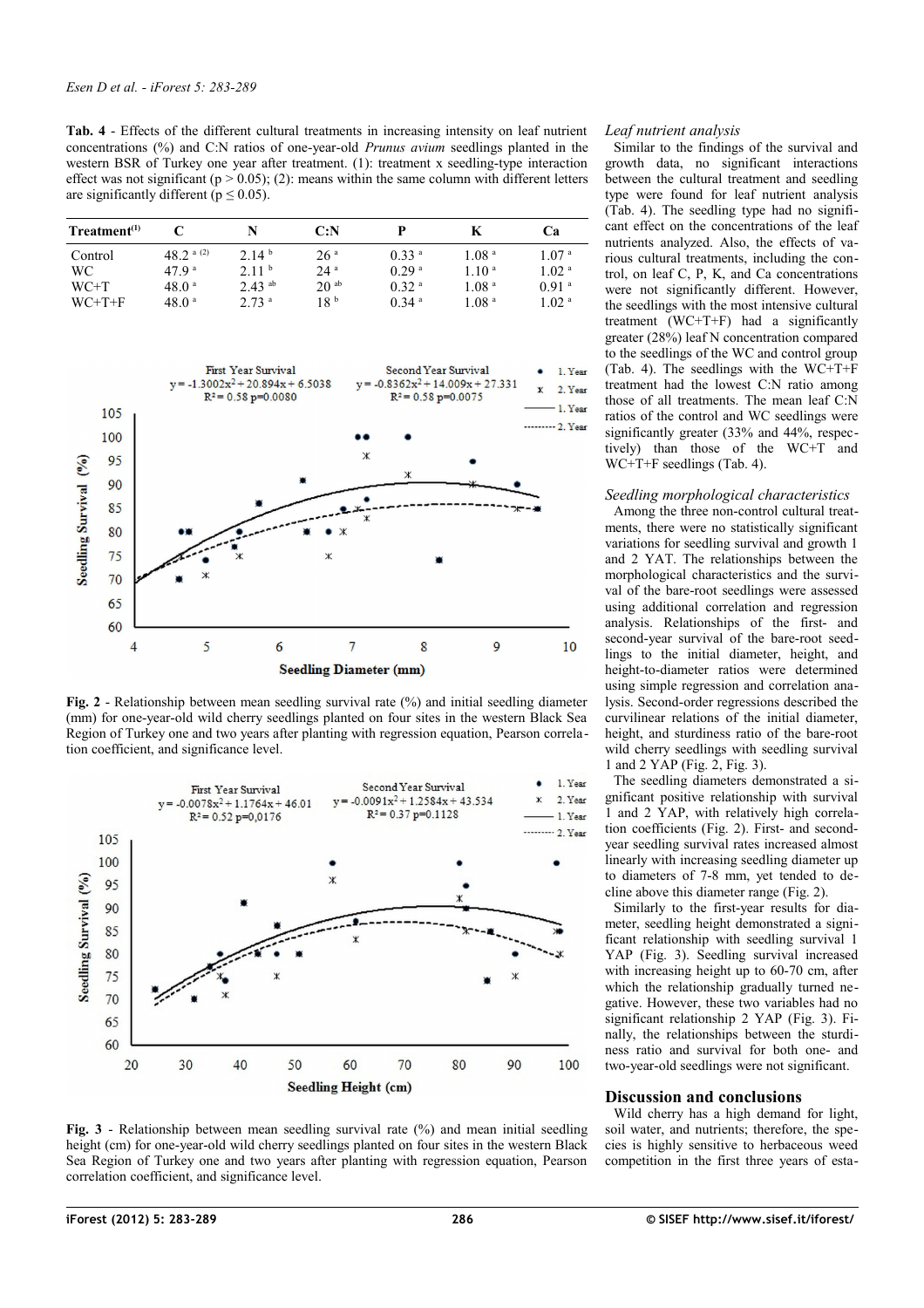**Tab. 4** - Effects of the different cultural treatments in increasing intensity on leaf nutrient concentrations (%) and C:N ratios of one-year-old *Prunus avium* seedlings planted in the western BSR of Turkey one year after treatment. (1): treatment x seedling-type interaction effect was not significant ($p > 0.05$); (2): means within the same column with different letters are significantly different ($p \leq 0.05$).

| Treatment[(1)] | C | N | C:N | P | K | Ca |
|---|---|---|---|---|---|---|
| Control | 48.2 [a (2)] | 2.14 [b] | 26 [a] | 0.33 [a] | 1.08 [a] | 1.07 [a] |
| WC | 47.9 [a] | 2.11 [b] | 24 [a] | 0.29 [a] | 1.10 [a] | 1.02 [a] |
| WC+T | 48.0 [a] | 2.43 [ab] | 20 [ab] | 0.32 [a] | 1.08 [a] | 0.91 [a] |
| WC+T+F | 48.0 [a] | 2.73 [a] | 18 [b] | 0.34 [a] | 1.08 [a] | 1.02 [a] |

**Fig. 2** - Relationship between mean seedling survival rate (%) and initial seedling diameter (mm) for one-year-old wild cherry seedlings planted on four sites in the western Black Sea Region of Turkey one and two years after planting with regression equation, Pearson correlation coefficient, and significance level.

**Fig. 3** - Relationship between mean seedling survival rate (%) and mean initial seedling height (cm) for one-year-old wild cherry seedlings planted on four sites in the western Black Sea Region of Turkey one and two years after planting with regression equation, Pearson correlation coefficient, and significance level.

### Leaf nutrient analysis

Similar to the findings of the survival and growth data, no significant interactions between the cultural treatment and seedling type were found for leaf nutrient analysis (Tab. 4). The seedling type had no significant effect on the concentrations of the leaf nutrients analyzed. Also, the effects of various cultural treatments, including the control, on leaf C, P, K, and Ca concentrations were not significantly different. However, the seedlings with the most intensive cultural treatment (WC+T+F) had a significantly greater (28%) leaf N concentration compared to the seedlings of the WC and control group (Tab. 4). The seedlings with the WC+T+F treatment had the lowest C:N ratio among those of all treatments. The mean leaf C:N ratios of the control and WC seedlings were significantly greater (33% and 44%, respectively) than those of the WC+T and WC+T+F seedlings (Tab. 4).

### Seedling morphological characteristics

Among the three non-control cultural treatments, there were no statistically significant variations for seedling survival and growth 1 and 2 YAT. The relationships between the morphological characteristics and the survival of the bare-root seedlings were assessed using additional correlation and regression analysis. Relationships of the first- and second-year survival of the bare-root seedlings to the initial diameter, height, and height-to-diameter ratios were determined using simple regression and correlation analysis. Second-order regressions described the curvilinear relations of the initial diameter, height, and sturdiness ratio of the bare-root wild cherry seedlings with seedling survival 1 and 2 YAP (Fig. 2, Fig. 3).

The seedling diameters demonstrated a significant positive relationship with survival 1 and 2 YAP, with relatively high correlation coefficients (Fig. 2). First- and second-year seedling survival rates increased almost linearly with increasing seedling diameter up to diameters of 7-8 mm, yet tended to decline above this diameter range (Fig. 2).

Similarly to the first-year results for diameter, seedling height demonstrated a significant relationship with seedling survival 1 YAP (Fig. 3). Seedling survival increased with increasing height up to 60-70 cm, after which the relationship gradually turned negative. However, these two variables had no significant relationship 2 YAP (Fig. 3). Finally, the relationships between the sturdiness ratio and survival for both one- and two-year-old seedlings were not significant.

## Discussion and conclusions

Wild cherry has a high demand for light, soil water, and nutrients; therefore, the species is highly sensitive to herbaceous weed competition in the first three years of esta-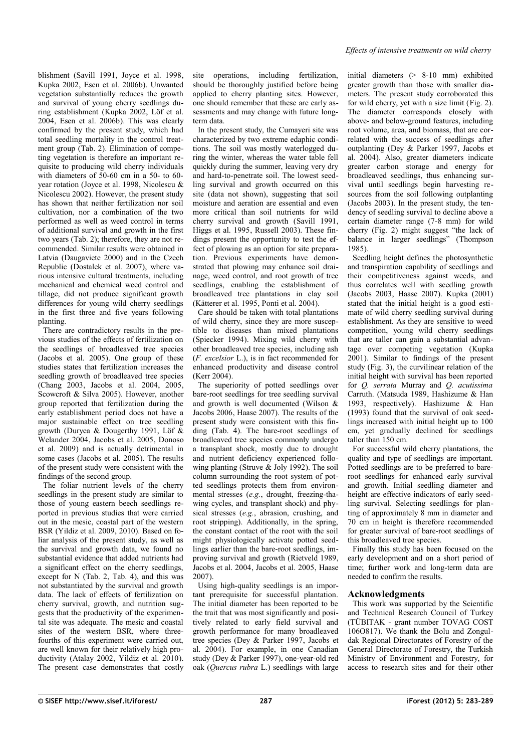blishment (Savill 1991, Joyce et al. 1998, Kupka 2002, Esen et al. 2006b). Unwanted vegetation substantially reduces the growth and survival of young cherry seedlings during establishment (Kupka 2002, Löf et al. 2004, Esen et al. 2006b). This was clearly confirmed by the present study, which had total seedling mortality in the control treatment group (Tab. 2). Elimination of competing vegetation is therefore an important requisite to producing wild cherry individuals with diameters of 50-60 cm in a 50- to 60-year rotation (Joyce et al. 1998, Nicolescu & Nicolescu 2002). However, the present study has shown that neither fertilization nor soil cultivation, nor a combination of the two performed as well as weed control in terms of additional survival and growth in the first two years (Tab. 2); therefore, they are not recommended. Similar results were obtained in Latvia (Daugaviete 2000) and in the Czech Republic (Dostalek et al. 2007), where various intensive cultural treatments, including mechanical and chemical weed control and tillage, did not produce significant growth differences for young wild cherry seedlings in the first three and five years following planting.

There are contradictory results in the previous studies of the effects of fertilization on the seedlings of broadleaved tree species (Jacobs et al. 2005). One group of these studies states that fertilization increases the seedling growth of broadleaved tree species (Chang 2003, Jacobs et al. 2004, 2005, Scowcroft & Silva 2005). However, another group reported that fertilization during the early establishment period does not have a major sustainable effect on tree seedling growth (Duryea & Dougerthy 1991, Löf & Welander 2004, Jacobs et al. 2005, Donoso et al. 2009) and is actually detrimental in some cases (Jacobs et al. 2005). The results of the present study were consistent with the findings of the second group.

The foliar nutrient levels of the cherry seedlings in the present study are similar to those of young eastern beech seedlings reported in previous studies that were carried out in the mesic, coastal part of the western BSR (Yildiz et al. 2009, 2010). Based on foliar analysis of the present study, as well as the survival and growth data, we found no substantial evidence that added nutrients had a significant effect on the cherry seedlings, except for N (Tab. 2, Tab. 4), and this was not substantiated by the survival and growth data. The lack of effects of fertilization on cherry survival, growth, and nutrition suggests that the productivity of the experimental site was adequate. The mesic and coastal sites of the western BSR, where three-fourths of this experiment were carried out, are well known for their relatively high productivity (Atalay 2002, Yildiz et al. 2010). The present case demonstrates that costly site operations, including fertilization, should be thoroughly justified before being applied to cherry planting sites. However, one should remember that these are early assessments and may change with future long-term data.

In the present study, the Cumayeri site was characterized by two extreme edaphic conditions. The soil was mostly waterlogged during the winter, whereas the water table fell quickly during the summer, leaving very dry and hard-to-penetrate soil. The lowest seedling survival and growth occurred on this site (data not shown), suggesting that soil moisture and aeration are essential and even more critical than soil nutrients for wild cherry survival and growth (Savill 1991, Higgs et al. 1995, Russell 2003). These findings present the opportunity to test the effect of plowing as an option for site preparation. Previous experiments have demonstrated that plowing may enhance soil drainage, weed control, and root growth of tree seedlings, enabling the establishment of broadleaved tree plantations in clay soil (Kätterer et al. 1995, Ponti et al. 2004).

Care should be taken with total plantations of wild cherry, since they are more susceptible to diseases than mixed plantations (Spiecker 1994). Mixing wild cherry with other broadleaved tree species, including ash (*F. excelsior* L.), is in fact recommended for enhanced productivity and disease control (Kerr 2004).

The superiority of potted seedlings over bare-root seedlings for tree seedling survival and growth is well documented (Wilson & Jacobs 2006, Haase 2007). The results of the present study were consistent with this finding (Tab. 4). The bare-root seedlings of broadleaved tree species commonly undergo a transplant shock, mostly due to drought and nutrient deficiency experienced following planting (Struve & Joly 1992). The soil column surrounding the root system of potted seedlings protects them from environmental stresses (*e.g.*, drought, freezing-thawing cycles, and transplant shock) and physical stresses (*e.g.*, abrasion, crushing, and root stripping). Additionally, in the spring, the constant contact of the root with the soil might physiologically activate potted seedlings earlier than the bare-root seedlings, improving survival and growth (Rietveld 1989, Jacobs et al. 2004, Jacobs et al. 2005, Haase 2007).

Using high-quality seedlings is an important prerequisite for successful plantation. The initial diameter has been reported to be the trait that was most significantly and positively related to early field survival and growth performance for many broadleaved tree species (Dey & Parker 1997, Jacobs et al. 2004). For example, in one Canadian study (Dey & Parker 1997), one-year-old red oak (*Quercus rubra* L.) seedlings with large initial diameters (> 8-10 mm) exhibited greater growth than those with smaller diameters. The present study corroborated this for wild cherry, yet with a size limit (Fig. 2). The diameter corresponds closely with above- and below-ground features, including root volume, area, and biomass, that are correlated with the success of seedlings after outplanting (Dey & Parker 1997, Jacobs et al. 2004). Also, greater diameters indicate greater carbon storage and energy for broadleaved seedlings, thus enhancing survival until seedlings begin harvesting resources from the soil following outplanting (Jacobs 2003). In the present study, the tendency of seedling survival to decline above a certain diameter range (7-8 mm) for wild cherry (Fig. 2) might suggest "the lack of balance in larger seedlings" (Thompson 1985).

Seedling height defines the photosynthetic and transpiration capability of seedlings and their competitiveness against weeds, and thus correlates well with seedling growth (Jacobs 2003, Haase 2007). Kupka (2001) stated that the initial height is a good estimate of wild cherry seedling survival during establishment. As they are sensitive to weed competition, young wild cherry seedlings that are taller can gain a substantial advantage over competing vegetation (Kupka 2001). Similar to findings of the present study (Fig. 3), the curvilinear relation of the initial height with survival has been reported for *Q. serrata* Murray and *Q. acutissima* Carruth. (Matsuda 1989, Hashizume & Han 1993, respectively). Hashizume & Han (1993) found that the survival of oak seedlings increased with initial height up to 100 cm, yet gradually declined for seedlings taller than 150 cm.

For successful wild cherry plantations, the quality and type of seedlings are important. Potted seedlings are to be preferred to bare-root seedlings for enhanced early survival and growth. Initial seedling diameter and height are effective indicators of early seedling survival. Selecting seedlings for planting of approximately 8 mm in diameter and 70 cm in height is therefore recommended for greater survival of bare-root seedlings of this broadleaved tree species.

Finally this study has been focused on the early development and on a short period of time; further work and long-term data are needed to confirm the results.

## Acknowledgments

This work was supported by the Scientific and Technical Research Council of Turkey (TÜBITAK - grant number TOVAG COST 106O817). We thank the Bolu and Zonguldak Regional Directorates of Forestry of the General Directorate of Forestry, the Turkish Ministry of Environment and Forestry, for access to research sites and for their other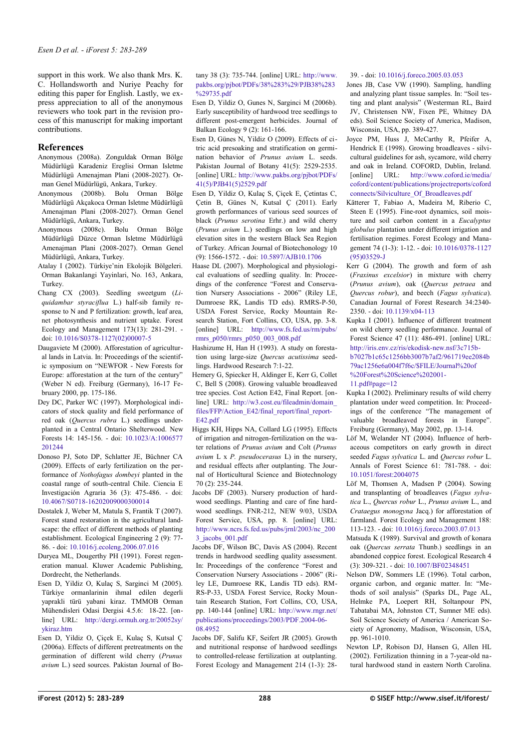support in this work. We also thank Mrs. K. C. Hollandsworth and Nuriye Peachy for editing this paper for English. Lastly, we express appreciation to all of the anonymous reviewers who took part in the revision process of this manuscript for making important contributions.

## References

Anonymous (2008a). Zonguldak Orman Bölge Müdürlügü Karadeniz Ereglisi Orman Isletme Müdürlügü Amenajman Plani (2008-2027). Orman Genel Müdürlügü, Ankara, Turkey.

Anonymous (2008b). Bolu Orman Bölge Müdürlügü Akçakoca Orman Isletme Müdürlügü Amenajman Plani (2008-2027). Orman Genel Müdürlügü, Ankara, Turkey.

Anonymous (2008c). Bolu Orman Bölge Müdürlügü Düzce Orman Isletme Müdürlügü Amenajman Plani (2008-2027). Orman Genel Müdürlügü, Ankara, Turkey.

Atalay I (2002). Türkiye'nin Ekolojik Bölgeleri. Orman Bakanlangi Yayinlari, No. 163, Ankara, Turkey.

Chang CX (2003). Seedling sweetgum (*Liquidambar styraciflua* L.) half-sib family response to N and P fertilization: growth, leaf area, net photosynthesis and nutrient uptake. Forest Ecology and Management 173(13): 281-291. - doi: 10.1016/S0378-1127(02)00007-5

Daugaviete M (2000). Afforestation of agricultural lands in Latvia. In: Proceedings of the scientific symposium on "NEWFOR - New Forests for Europe: afforestation at the turn of the century" (Weber N ed). Freiburg (Germany), 16-17 February 2000, pp. 175-186.

Dey DC, Parker WC (1997). Morphological indicators of stock quality and field performance of red oak (*Quercus rubra* L.) seedlings underplanted in a Central Ontario Shelterwood. New Forests 14: 145-156. - doi: 10.1023/A:1006577201244

Donoso PJ, Soto DP, Schlatter JE, Büchner CA (2009). Effects of early fertilization on the performance of *Nothofagus dombeyi* planted in the coastal range of south-central Chile. Ciencia E Investigación Agraria 36 (3): 475-486. - doi: 10.4067/S0718-16202009000300014

Dostalek J, Weber M, Matula S, Frantik T (2007). Forest stand restoration in the agricultural landscape: the effect of different methods of planting establishment. Ecological Engineering 2 (9): 77-86. - doi: 10.1016/j.ecoleng.2006.07.016

Duryea ML, Dougerthy PH (1991). Forest regeneration manual. Kluwer Academic Publishing, Dordrecht, the Netherlands.

Esen D, Yildiz O, Kulaç S, Sarginci M (2005). Türkiye ormanlarinin ihmal edilen degerli yaprakli türü yabani kiraz. TMMOB Orman Mühendisleri Odasi Dergisi 4.5.6: 18-22. [online] URL: http://dergi.ormuh.org.tr/20052sy/ykiraz.htm

Esen D, Yildiz O, Çiçek E, Kulaç S, Kutsal Ç (2006a). Effects of different pretreatments on the germination of different wild cherry (*Prunus avium* L.) seed sources. Pakistan Journal of Botany 38 (3): 735-744. [online] URL: http://www.pakbs.org/pjbot/PDFs/38%283%29/PJB38%283%29735.pdf

Esen D, Yildiz O, Gunes N, Sarginci M (2006b). Early susceptibility of hardwood tree seedlings to different post-emergent herbicides. Journal of Balkan Ecology 9 (2): 161-166.

Esen D, Günes N, Yildiz O (2009). Effects of citric acid presoaking and stratification on germination behavior of *Prunus avium* L. seeds. Pakistan Journal of Botany 41(5): 2529-2535. [online] URL: http://www.pakbs.org/pjbot/PDFs/41(5)/PJB41(5)2529.pdf

Esen D, Yildiz O, Kulaç S, Çiçek E, Çetintas C, Çetin B, Günes N, Kutsal Ç (2011). Early growth performances of various seed sources of black (*Prunus serotina* Erhr.) and wild cherry (*Prunus avium* L.) seedlings on low and high elevation sites in the western Black Sea Region of Turkey. African Journal of Biotechonology 10 (9): 1566-1572. - doi: 10.5897/AJB10.1706

Haase DL (2007). Morphological and physiological evaluations of seedling quality. In: Proceedings of the conference "Forest and Conservation Nursery Associations - 2006" (Riley LE, Dumroese RK, Landis TD eds). RMRS-P-50, USDA Forest Service, Rocky Mountain Research Station, Fort Collins, CO, USA, pp. 3-8. [online] URL: http://www.fs.fed.us/rm/pubs/rmrs_p050/rmrs_p050_003_008.pdf

Hashizume H, Han H (1993). A study on forestation using large-size *Quercus acutissima* seedlings. Hardwood Research 7:1-22.

Hemery G, Spiecker H, Aldinger E, Kerr G, Collet C, Bell S (2008). Growing valuable broadleaved tree species. Cost Action E42, Final Report. [online] URL: http://w3.cost.eu/fileadmin/domain_files/FFP/Action_E42/final_report/final_report-E42.pdf

Higgs KH, Hipps NA, Collard LG (1995). Effects of irrigation and nitrogen-fertilization on the water relations of *Prunus avium* and Colt (*Prunus avium* L x *P. pseudocerasus* L) in the nursery, and residual effects after outplanting. The Journal of Horticultural Science and Biotechnology 70 (2): 235-244.

Jacobs DF (2003). Nursery production of hardwood seedlings. Planting and care of fine hardwood seedlings. FNR-212, NEW 9/03, USDA Forest Service, USA, pp. 8. [online] URL: http://www.ncrs.fs.fed.us/pubs/jrnl/2003/nc_2003_jacobs_001.pdf

Jacobs DF, Wilson BC, Davis AS (2004). Recent trends in hardwood seedling quality assessment. In: Proceedings of the conference "Forest and Conservation Nursery Associations - 2003" (Riley LE, Dumroese RK, Landis TD eds). RM-RS-P-33, USDA Forest Service, Rocky Mountain Research Station, Fort Collins, CO, USA, pp. 140-144 [online] URL: http://www.rngr.net/publications/proceedings/2003/PDF.2004-06-08.4952

Jacobs DF, Salifu KF, Seifert JR (2005). Growth and nutritional response of hardwood seedlings to controlled-release fertilization at outplanting. Forest Ecology and Management 214 (1-3): 28-39. - doi: 10.1016/j.foreco.2005.03.053

Jones JB, Case VW (1990). Sampling, handling and analyzing plant tissue samples. In: "Soil testing and plant analysis" (Westerman RL, Baird JV, Christensen NW, Fixen PE, Whitney DA eds). Soil Science Society of America, Madison, Wisconsin, USA, pp. 389-427.

Joyce PM, Huss J, McCarthy R, Pfeifer A, Hendrick E (1998). Growing broadleaves - silvicultural guidelines for ash, sycamore, wild cherry and oak in Ireland. COFORD, Dublin, Ireland. [online] URL: http://www.coford.ie/media/coford/content/publications/projectreports/cofordconnects/Silviculture_Of_Broadleaves.pdf

Kätterer T, Fabiao A, Madeira M, Riberio C, Steen E (1995). Fine-root dynamics, soil moisture and soil carbon content in a *Eucalyptus globulus* plantation under different irrigation and fertilisation regimes. Forest Ecology and Management 74 (1-3): 1-12. - doi: 10.1016/0378-1127(95)03529-J

Kerr G (2004). The growth and form of ash (*Fraxinus excelsior*) in mixture with cherry (*Prunus avium*), oak (*Quercus petraea* and *Quercus robur*), and beech (*Fagus sylvatica*). Canadian Journal of Forest Research 34:2340-2350. - doi: 10.1139/x04-113

Kupka I (2001). Influence of different treatment on wild cherry seedling performance. Journal of Forest Science 47 (11): 486-491. [online] URL: http://iris.env.cz/ris/ekodisk-new.nsf/3c715b-b7027b1c65c1256bb3007b7af2/961719ee2084b79ac1256e6a004f7f6c/$FILE/Journal%20of%20Forest%20Science%202001-11.pdf#page=12

Kupka I (2002). Preliminary results of wild cherry plantation under weed competition. In: Proceedings of the conference "The management of valuable broadleaved forests in Europe". Freiburg (Germany), May 2002, pp. 13-14.

Löf M, Welander NT (2004). Influence of herbaceous competitors on early growth in direct seeded *Fagus sylvatica* L. and *Quercus robur* L. Annals of Forest Science 61: 781-788. - doi: 10.1051/forest:2004075

Löf M, Thomsen A, Madsen P (2004). Sowing and transplanting of broadleaves (*Fagus sylvatica* L., *Quercus robur* L., *Prunus avium* L., and *Crataegus monogyna* Jacq.) for afforestation of farmland. Forest Ecology and Management 188: 113-123. - doi: 10.1016/j.foreco.2003.07.013

Matsuda K (1989). Survival and growth of konara oak (*Quercus serrata* Thunb.) seedlings in an abandoned coppice forest. Ecological Research 4 (3): 309-321. - doi: 10.1007/BF02348451

Nelson DW, Sommers LE (1996). Total carbon, organic carbon, and organic matter. In: "Methods of soil analysis" (Sparks DL, Page AL, Helmke PA, Loepert RH, Soltanpour PN, Tabatabai MA, Johnston CT, Sumner ME eds). Soil Science Society of America / American Society of Agronomy, Madison, Wisconsin, USA, pp. 961-1010.

Newton LP, Robison DJ, Hansen G, Allen HL (2002). Fertilization thinning in a 7-year-old natural hardwood stand in eastern North Carolina.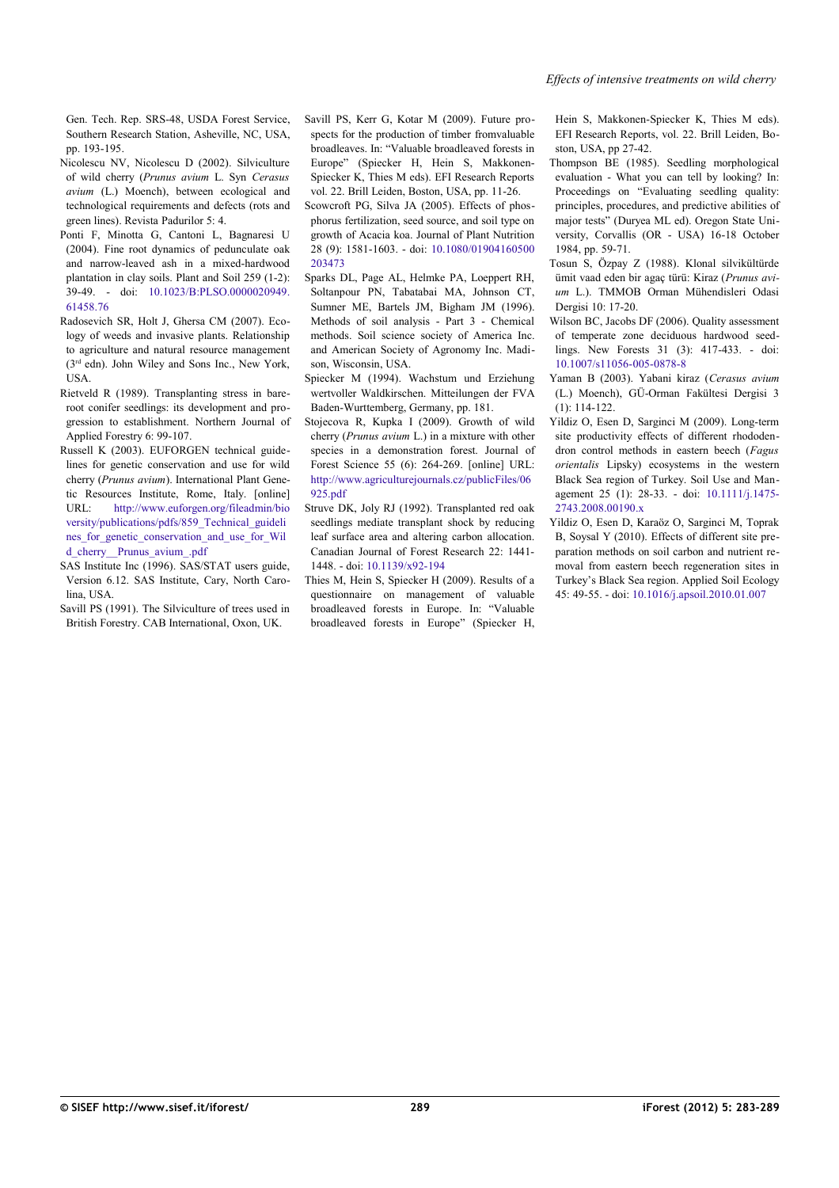Gen. Tech. Rep. SRS-48, USDA Forest Service, Southern Research Station, Asheville, NC, USA, pp. 193-195.

Nicolescu NV, Nicolescu D (2002). Silviculture of wild cherry (*Prunus avium* L. Syn *Cerasus avium* (L.) Moench), between ecological and technological requirements and defects (rots and green lines). Revista Padurilor 5: 4.

Ponti F, Minotta G, Cantoni L, Bagnaresi U (2004). Fine root dynamics of pedunculate oak and narrow-leaved ash in a mixed-hardwood plantation in clay soils. Plant and Soil 259 (1-2): 39-49. - doi: 10.1023/B:PLSO.0000020949.61458.76

Radosevich SR, Holt J, Ghersa CM (2007). Ecology of weeds and invasive plants. Relationship to agriculture and natural resource management (3rd edn). John Wiley and Sons Inc., New York, USA.

Rietveld R (1989). Transplanting stress in bareroot conifer seedlings: its development and progression to establishment. Northern Journal of Applied Forestry 6: 99-107.

Russell K (2003). EUFORGEN technical guidelines for genetic conservation and use for wild cherry (*Prunus avium*). International Plant Genetic Resources Institute, Rome, Italy. [online] URL: http://www.euforgen.org/fileadmin/biodiversity/publications/pdfs/859_Technical_guidelines_for_genetic_conservation_and_use_for_Wild_cherry__Prunus_avium_.pdf

SAS Institute Inc (1996). SAS/STAT users guide, Version 6.12. SAS Institute, Cary, North Carolina, USA.

Savill PS (1991). The Silviculture of trees used in British Forestry. CAB International, Oxon, UK.

Savill PS, Kerr G, Kotar M (2009). Future prospects for the production of timber fromvaluable broadleaves. In: "Valuable broadleaved forests in Europe" (Spiecker H, Hein S, Makkonen-Spiecker K, Thies M eds). EFI Research Reports vol. 22. Brill Leiden, Boston, USA, pp. 11-26.

Scowcroft PG, Silva JA (2005). Effects of phosphorus fertilization, seed source, and soil type on growth of Acacia koa. Journal of Plant Nutrition 28 (9): 1581-1603. - doi: 10.1080/01904160500203473

Sparks DL, Page AL, Helmke PA, Loeppert RH, Soltanpour PN, Tabatabai MA, Johnson CT, Sumner ME, Bartels JM, Bigham JM (1996). Methods of soil analysis - Part 3 - Chemical methods. Soil science society of America Inc. and American Society of Agronomy Inc. Madison, Wisconsin, USA.

Spiecker M (1994). Wachstum und Erziehung wertvoller Waldkirschen. Mitteilungen der FVA Baden-Wurttemberg, Germany, pp. 181.

Stojecova R, Kupka I (2009). Growth of wild cherry (*Prunus avium* L.) in a mixture with other species in a demonstration forest. Journal of Forest Science 55 (6): 264-269. [online] URL: http://www.agriculturejournals.cz/publicFiles/06925.pdf

Struve DK, Joly RJ (1992). Transplanted red oak seedlings mediate transplant shock by reducing leaf surface area and altering carbon allocation. Canadian Journal of Forest Research 22: 1441-1448. - doi: 10.1139/x92-194

Thies M, Hein S, Spiecker H (2009). Results of a questionnaire on management of valuable broadleaved forests in Europe. In: "Valuable broadleaved forests in Europe" (Spiecker H, Hein S, Makkonen-Spiecker K, Thies M eds). EFI Research Reports, vol. 22. Brill Leiden, Boston, USA, pp 27-42.

Thompson BE (1985). Seedling morphological evaluation - What you can tell by looking? In: Proceedings on "Evaluating seedling quality: principles, procedures, and predictive abilities of major tests" (Duryea ML ed). Oregon State University, Corvallis (OR - USA) 16-18 October 1984, pp. 59-71.

Tosun S, Özpay Z (1988). Klonal silvikültürde ümit vaad eden bir agaç türü: Kiraz (*Prunus avium* L.). TMMOB Orman Mühendisleri Odasi Dergisi 10: 17-20.

Wilson BC, Jacobs DF (2006). Quality assessment of temperate zone deciduous hardwood seedlings. New Forests 31 (3): 417-433. - doi: 10.1007/s11056-005-0878-8

Yaman B (2003). Yabani kiraz (*Cerasus avium* (L.) Moench), GÜ-Orman Fakültesi Dergisi 3 (1): 114-122.

Yildiz O, Esen D, Sarginci M (2009). Long-term site productivity effects of different rhododendron control methods in eastern beech (*Fagus orientalis* Lipsky) ecosystems in the western Black Sea region of Turkey. Soil Use and Management 25 (1): 28-33. - doi: 10.1111/j.1475-2743.2008.00190.x

Yildiz O, Esen D, Karaöz O, Sarginci M, Toprak B, Soysal Y (2010). Effects of different site preparation methods on soil carbon and nutrient removal from eastern beech regeneration sites in Turkey's Black Sea region. Applied Soil Ecology 45: 49-55. - doi: 10.1016/j.apsoil.2010.01.007